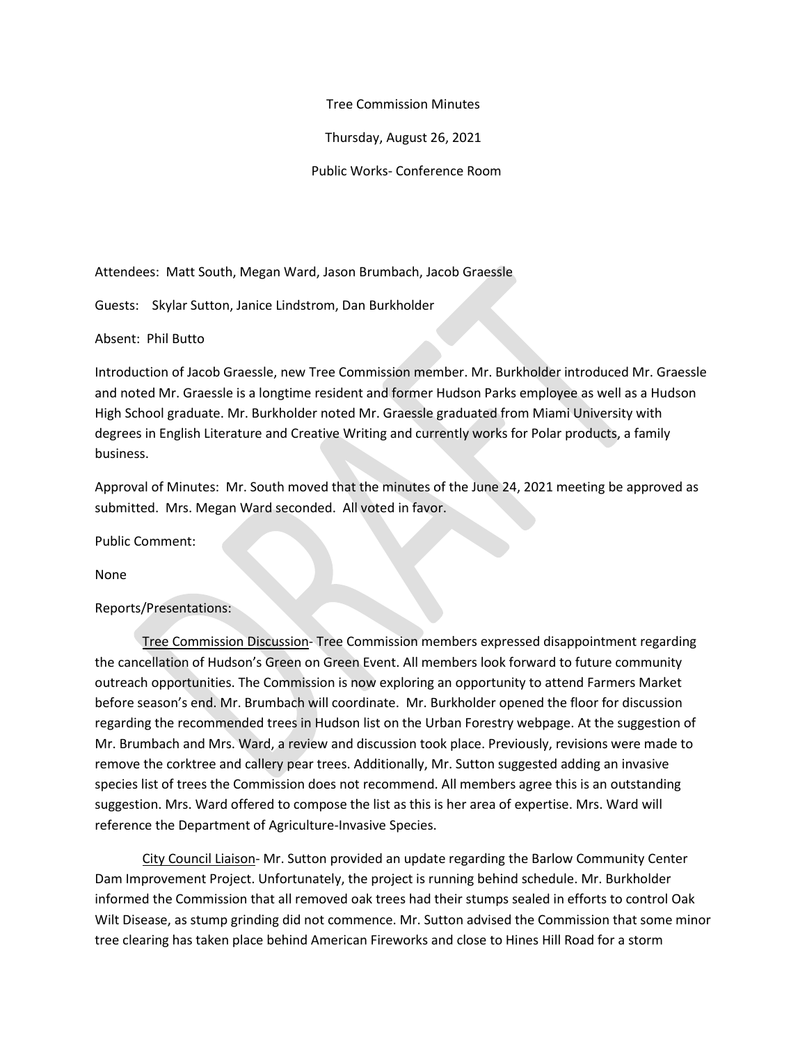Tree Commission Minutes

Thursday, August 26, 2021

Public Works- Conference Room

Attendees: Matt South, Megan Ward, Jason Brumbach, Jacob Graessle

Guests: Skylar Sutton, Janice Lindstrom, Dan Burkholder

Absent: Phil Butto

Introduction of Jacob Graessle, new Tree Commission member. Mr. Burkholder introduced Mr. Graessle and noted Mr. Graessle is a longtime resident and former Hudson Parks employee as well as a Hudson High School graduate. Mr. Burkholder noted Mr. Graessle graduated from Miami University with degrees in English Literature and Creative Writing and currently works for Polar products, a family business.

Approval of Minutes: Mr. South moved that the minutes of the June 24, 2021 meeting be approved as submitted. Mrs. Megan Ward seconded. All voted in favor.

Public Comment:

None

Reports/Presentations:

<u>Tree Commission Discussion</u>- Tree Commission members expressed disappointment regarding the cancellation of Hudson's Green on Green Event. All members look forward to future community outreach opportunities. The Commission is now exploring an opportunity to attend Farmers Market before season's end. Mr. Brumbach will coordinate. Mr. Burkholder opened the floor for discussion regarding the recommended trees in Hudson list on the Urban Forestry webpage. At the suggestion of Mr. Brumbach and Mrs. Ward, a review and discussion took place. Previously, revisions were made to remove the corktree and callery pear trees. Additionally, Mr. Sutton suggested adding an invasive species list of trees the Commission does not recommend. All members agree this is an outstanding suggestion. Mrs. Ward offered to compose the list as this is her area of expertise. Mrs. Ward will reference the Department of Agriculture-Invasive Species.

<u>City Council Liaison</u>- Mr. Sutton provided an update regarding the Barlow Community Center Dam Improvement Project. Unfortunately, the project is running behind schedule. Mr. Burkholder informed the Commission that all removed oak trees had their stumps sealed in efforts to control Oak Wilt Disease, as stump grinding did not commence. Mr. Sutton advised the Commission that some minor tree clearing has taken place behind American Fireworks and close to Hines Hill Road for a storm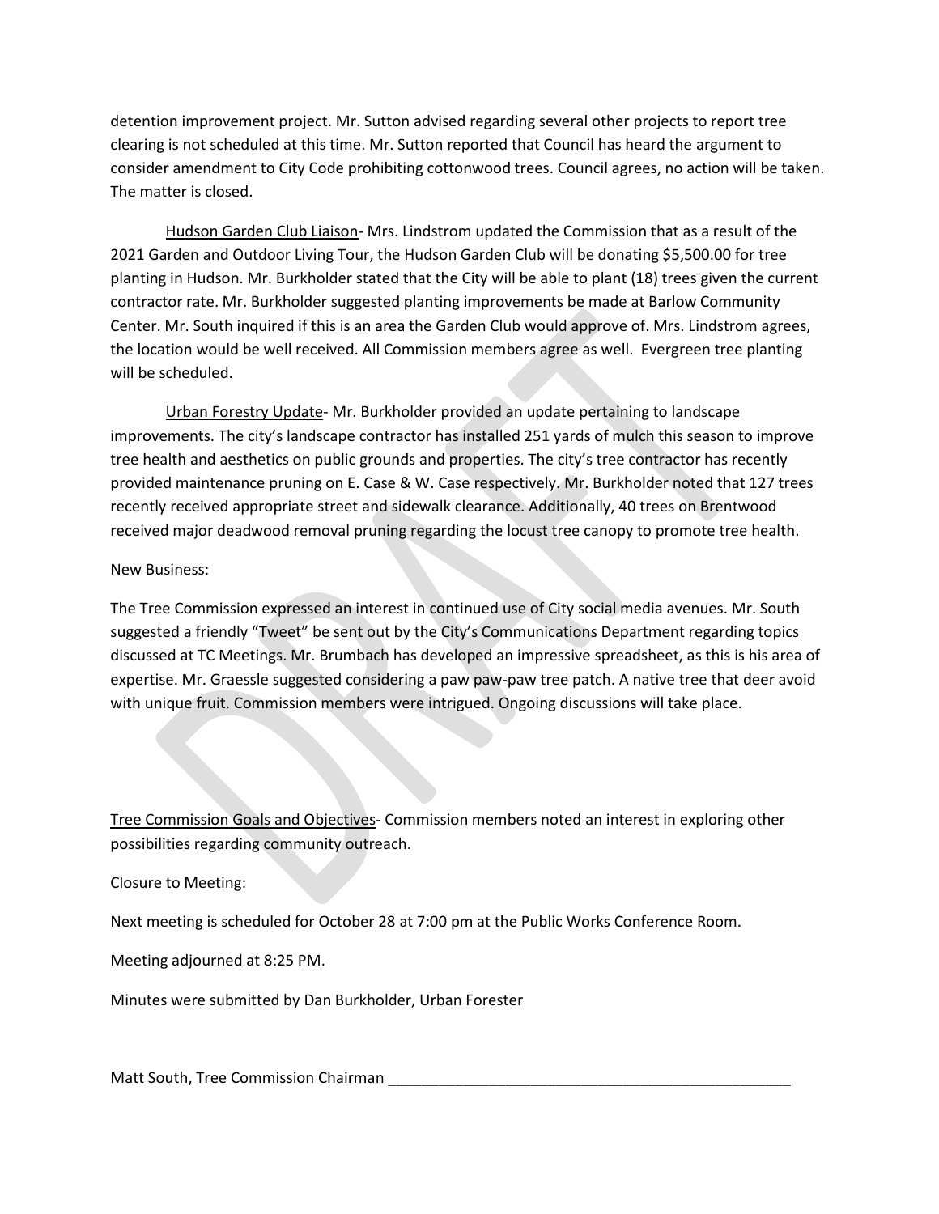detention improvement project. Mr. Sutton advised regarding several other projects to report tree clearing is not scheduled at this time. Mr. Sutton reported that Council has heard the argument to consider amendment to City Code prohibiting cottonwood trees. Council agrees, no action will be taken. The matter is closed.

<u>Hudson Garden Club Liaison</u>- Mrs. Lindstrom updated the Commission that as a result of the 2021 Garden and Outdoor Living Tour, the Hudson Garden Club will be donating $5,500.00 for tree planting in Hudson. Mr. Burkholder stated that the City will be able to plant (18) trees given the current contractor rate. Mr. Burkholder suggested planting improvements be made at Barlow Community Center. Mr. South inquired if this is an area the Garden Club would approve of. Mrs. Lindstrom agrees, the location would be well received. All Commission members agree as well. Evergreen tree planting will be scheduled.

<u>Urban Forestry Update</u>- Mr. Burkholder provided an update pertaining to landscape improvements. The city's landscape contractor has installed 251 yards of mulch this season to improve tree health and aesthetics on public grounds and properties. The city's tree contractor has recently provided maintenance pruning on E. Case & W. Case respectively. Mr. Burkholder noted that 127 trees recently received appropriate street and sidewalk clearance. Additionally, 40 trees on Brentwood received major deadwood removal pruning regarding the locust tree canopy to promote tree health.

New Business:

The Tree Commission expressed an interest in continued use of City social media avenues. Mr. South suggested a friendly "Tweet" be sent out by the City's Communications Department regarding topics discussed at TC Meetings. Mr. Brumbach has developed an impressive spreadsheet, as this is his area of expertise. Mr. Graessle suggested considering a paw paw-paw tree patch. A native tree that deer avoid with unique fruit. Commission members were intrigued. Ongoing discussions will take place.

<u>Tree Commission Goals and Objectives</u>- Commission members noted an interest in exploring other possibilities regarding community outreach.

Closure to Meeting:

Next meeting is scheduled for October 28 at 7:00 pm at the Public Works Conference Room.

Meeting adjourned at 8:25 PM.

Minutes were submitted by Dan Burkholder, Urban Forester

Matt South, Tree Commission Chairman ___________________________________________________